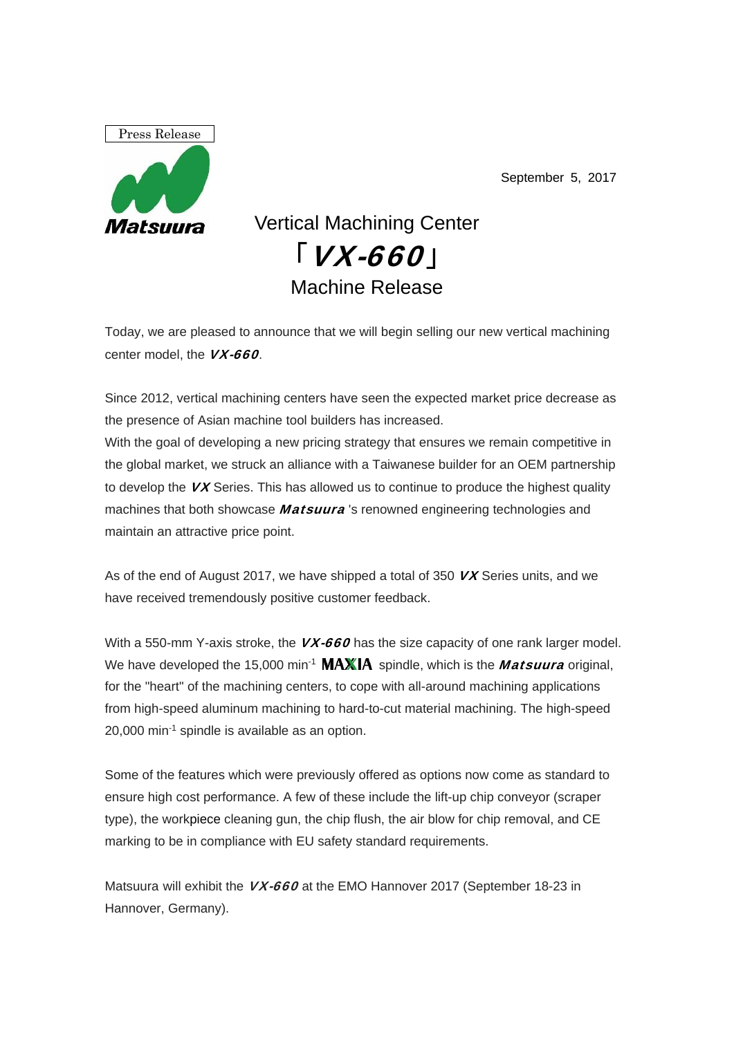Press Release

Matsuura

September 5, 2017

# Vertical Machining Center 「*VX-660*」 Machine Release

Today, we are pleased to announce that we will begin selling our new vertical machining center model, the ***VX-660***.

Since 2012, vertical machining centers have seen the expected market price decrease as the presence of Asian machine tool builders has increased.
With the goal of developing a new pricing strategy that ensures we remain competitive in the global market, we struck an alliance with a Taiwanese builder for an OEM partnership to develop the ***VX*** Series. This has allowed us to continue to produce the highest quality machines that both showcase ***Matsuura*** 's renowned engineering technologies and maintain an attractive price point.

As of the end of August 2017, we have shipped a total of 350 ***VX*** Series units, and we have received tremendously positive customer feedback.

With a 550-mm Y-axis stroke, the ***VX-660*** has the size capacity of one rank larger model. We have developed the 15,000 min$^{-1}$ **MAXIA** spindle, which is the ***Matsuura*** original, for the "heart" of the machining centers, to cope with all-around machining applications from high-speed aluminum machining to hard-to-cut material machining. The high-speed 20,000 min$^{-1}$ spindle is available as an option.

Some of the features which were previously offered as options now come as standard to ensure high cost performance. A few of these include the lift-up chip conveyor (scraper type), the workpiece cleaning gun, the chip flush, the air blow for chip removal, and CE marking to be in compliance with EU safety standard requirements.

Matsuura will exhibit the ***VX-660*** at the EMO Hannover 2017 (September 18-23 in Hannover, Germany).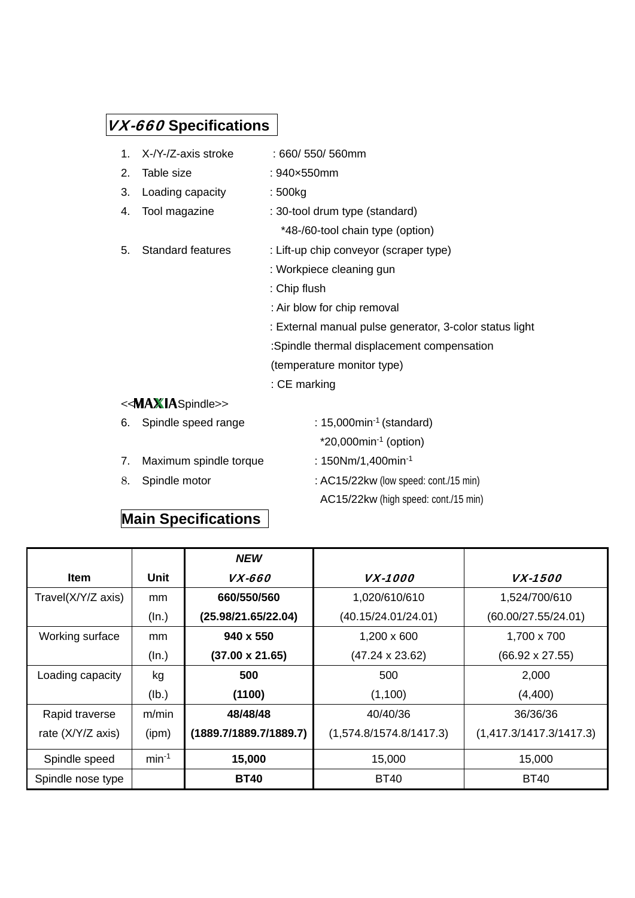## *VX-660* Specifications

1. X-/Y-/Z-axis stroke : 660/ 550/ 560mm
2. Table size : 940×550mm
3. Loading capacity : 500kg
4. Tool magazine : 30-tool drum type (standard)
   *48-/60-tool chain type (option)
5. Standard features : Lift-up chip conveyor (scraper type)
   : Workpiece cleaning gun
   : Chip flush
   : Air blow for chip removal
   : External manual pulse generator, 3-color status light
   :Spindle thermal displacement compensation (temperature monitor type)
   : CE marking

<<MAXIA Spindle>>

6. Spindle speed range : 15,000min$^{-1}$ (standard)
   *20,000min$^{-1}$ (option)
7. Maximum spindle torque : 150Nm/1,400min$^{-1}$
8. Spindle motor : AC15/22kw (low speed: cont./15 min)
   AC15/22kw (high speed: cont./15 min)

## Main Specifications

| Item | Unit | NEW *VX-660* | *VX-1000* | *VX-1500* |
|---|---|---|---|---|
| Travel(X/Y/Z axis) | mm<br>(In.) | **660/550/560**<br>**(25.98/21.65/22.04)** | 1,020/610/610<br>(40.15/24.01/24.01) | 1,524/700/610<br>(60.00/27.55/24.01) |
| Working surface | mm<br>(In.) | **940 x 550**<br>**(37.00 x 21.65)** | 1,200 x 600<br>(47.24 x 23.62) | 1,700 x 700<br>(66.92 x 27.55) |
| Loading capacity | kg<br>(Ib.) | **500**<br>**(1100)** | 500<br>(1,100) | 2,000<br>(4,400) |
| Rapid traverse rate (X/Y/Z axis) | m/min<br>(ipm) | **48/48/48**<br>**(1889.7/1889.7/1889.7)** | 40/40/36<br>(1,574.8/1574.8/1417.3) | 36/36/36<br>(1,417.3/1417.3/1417.3) |
| Spindle speed | min$^{-1}$ | **15,000** | 15,000 | 15,000 |
| Spindle nose type | | **BT40** | BT40 | BT40 |